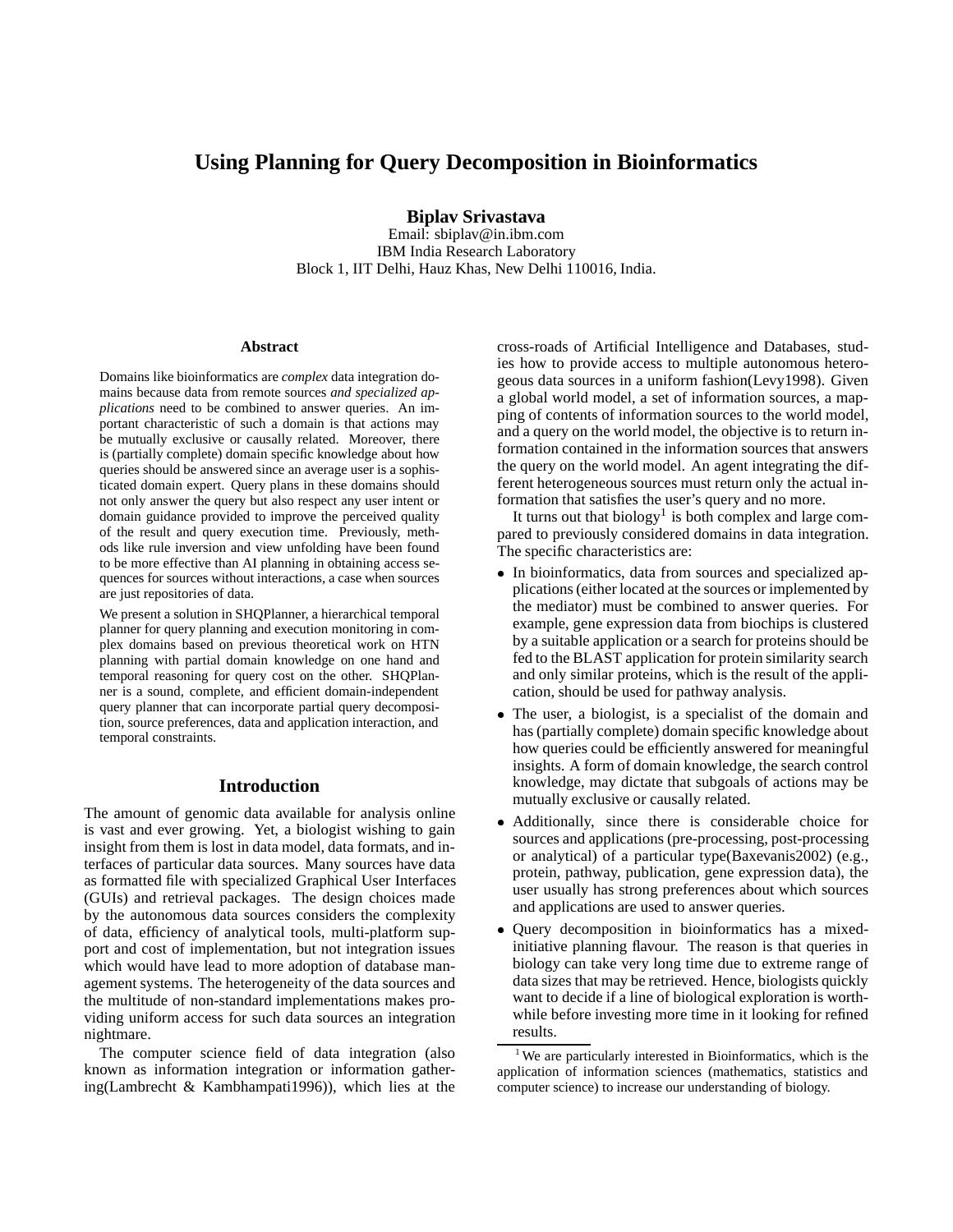# Using Planning for Query Decomposition in Bioinformatics

**Biplav Srivastava**
Email: sbiplav@in.ibm.com
IBM India Research Laboratory
Block 1, IIT Delhi, Hauz Khas, New Delhi 110016, India.

### Abstract

Domains like bioinformatics are *complex* data integration domains because data from remote sources *and specialized applications* need to be combined to answer queries. An important characteristic of such a domain is that actions may be mutually exclusive or causally related. Moreover, there is (partially complete) domain specific knowledge about how queries should be answered since an average user is a sophisticated domain expert. Query plans in these domains should not only answer the query but also respect any user intent or domain guidance provided to improve the perceived quality of the result and query execution time. Previously, methods like rule inversion and view unfolding have been found to be more effective than AI planning in obtaining access sequences for sources without interactions, a case when sources are just repositories of data.

We present a solution in SHQPlanner, a hierarchical temporal planner for query planning and execution monitoring in complex domains based on previous theoretical work on HTN planning with partial domain knowledge on one hand and temporal reasoning for query cost on the other. SHQPlanner is a sound, complete, and efficient domain-independent query planner that can incorporate partial query decomposition, source preferences, data and application interaction, and temporal constraints.

## Introduction

The amount of genomic data available for analysis online is vast and ever growing. Yet, a biologist wishing to gain insight from them is lost in data model, data formats, and interfaces of particular data sources. Many sources have data as formatted file with specialized Graphical User Interfaces (GUIs) and retrieval packages. The design choices made by the autonomous data sources considers the complexity of data, efficiency of analytical tools, multi-platform support and cost of implementation, but not integration issues which would have lead to more adoption of database management systems. The heterogeneity of the data sources and the multitude of non-standard implementations makes providing uniform access for such data sources an integration nightmare.

The computer science field of data integration (also known as information integration or information gathering(Lambrecht & Kambhampati1996)), which lies at the cross-roads of Artificial Intelligence and Databases, studies how to provide access to multiple autonomous heterogeous data sources in a uniform fashion(Levy1998). Given a global world model, a set of information sources, a mapping of contents of information sources to the world model, and a query on the world model, the objective is to return information contained in the information sources that answers the query on the world model. An agent integrating the different heterogeneous sources must return only the actual information that satisfies the user's query and no more.

It turns out that biology[1] is both complex and large compared to previously considered domains in data integration. The specific characteristics are:

- In bioinformatics, data from sources and specialized applications (either located at the sources or implemented by the mediator) must be combined to answer queries. For example, gene expression data from biochips is clustered by a suitable application or a search for proteins should be fed to the BLAST application for protein similarity search and only similar proteins, which is the result of the application, should be used for pathway analysis.
- The user, a biologist, is a specialist of the domain and has (partially complete) domain specific knowledge about how queries could be efficiently answered for meaningful insights. A form of domain knowledge, the search control knowledge, may dictate that subgoals of actions may be mutually exclusive or causally related.
- Additionally, since there is considerable choice for sources and applications (pre-processing, post-processing or analytical) of a particular type(Baxevanis2002) (e.g., protein, pathway, publication, gene expression data), the user usually has strong preferences about which sources and applications are used to answer queries.
- Query decomposition in bioinformatics has a mixed-initiative planning flavour. The reason is that queries in biology can take very long time due to extreme range of data sizes that may be retrieved. Hence, biologists quickly want to decide if a line of biological exploration is worthwhile before investing more time in it looking for refined results.

[1] We are particularly interested in Bioinformatics, which is the application of information sciences (mathematics, statistics and computer science) to increase our understanding of biology.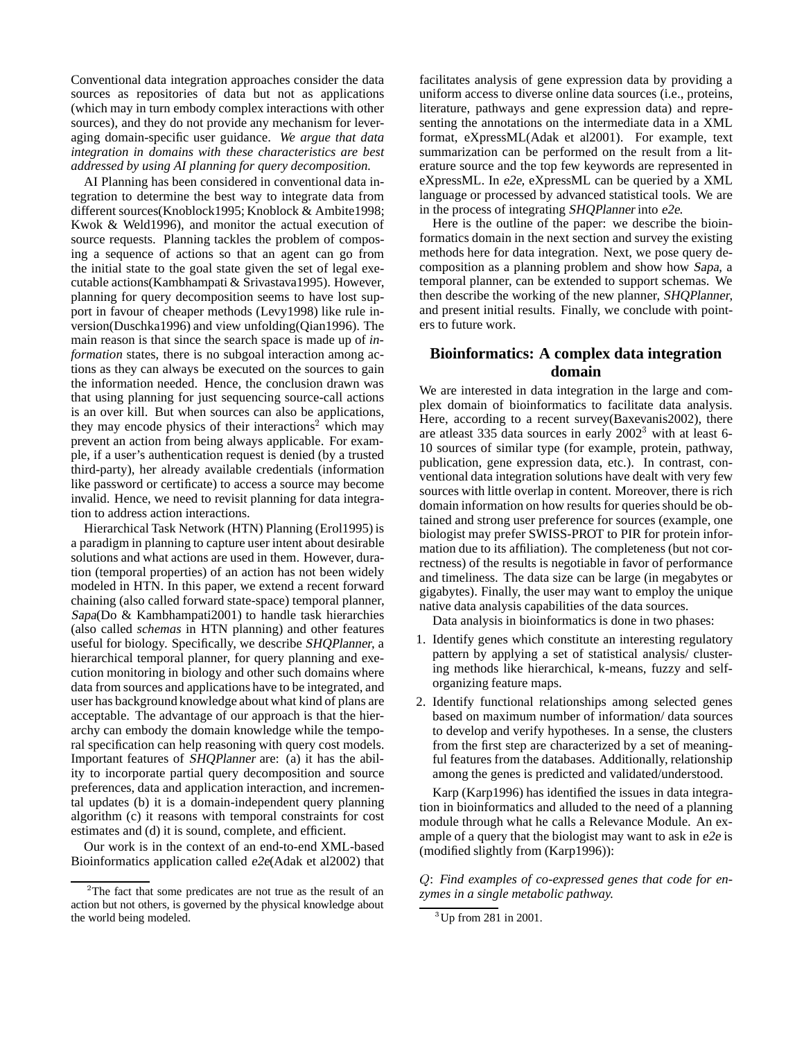Conventional data integration approaches consider the data sources as repositories of data but not as applications (which may in turn embody complex interactions with other sources), and they do not provide any mechanism for leveraging domain-specific user guidance. *We argue that data integration in domains with these characteristics are best addressed by using AI planning for query decomposition.*

AI Planning has been considered in conventional data integration to determine the best way to integrate data from different sources(Knoblock1995; Knoblock & Ambite1998; Kwok & Weld1996), and monitor the actual execution of source requests. Planning tackles the problem of composing a sequence of actions so that an agent can go from the initial state to the goal state given the set of legal executable actions(Kambhampati & Srivastava1995). However, planning for query decomposition seems to have lost support in favour of cheaper methods (Levy1998) like rule inversion(Duschka1996) and view unfolding(Qian1996). The main reason is that since the search space is made up of *information* states, there is no subgoal interaction among actions as they can always be executed on the sources to gain the information needed. Hence, the conclusion drawn was that using planning for just sequencing source-call actions is an over kill. But when sources can also be applications, they may encode physics of their interactions[2] which may prevent an action from being always applicable. For example, if a user's authentication request is denied (by a trusted third-party), her already available credentials (information like password or certificate) to access a source may become invalid. Hence, we need to revisit planning for data integration to address action interactions.

Hierarchical Task Network (HTN) Planning (Erol1995) is a paradigm in planning to capture user intent about desirable solutions and what actions are used in them. However, duration (temporal properties) of an action has not been widely modeled in HTN. In this paper, we extend a recent forward chaining (also called forward state-space) temporal planner, *Sapa*(Do & Kambhampati2001) to handle task hierarchies (also called *schemas* in HTN planning) and other features useful for biology. Specifically, we describe *SHQPlanner*, a hierarchical temporal planner, for query planning and execution monitoring in biology and other such domains where data from sources and applications have to be integrated, and user has background knowledge about what kind of plans are acceptable. The advantage of our approach is that the hierarchy can embody the domain knowledge while the temporal specification can help reasoning with query cost models. Important features of *SHQPlanner* are: (a) it has the ability to incorporate partial query decomposition and source preferences, data and application interaction, and incremental updates (b) it is a domain-independent query planning algorithm (c) it reasons with temporal constraints for cost estimates and (d) it is sound, complete, and efficient.

Our work is in the context of an end-to-end XML-based Bioinformatics application called *e2e*(Adak et al2002) that facilitates analysis of gene expression data by providing a uniform access to diverse online data sources (i.e., proteins, literature, pathways and gene expression data) and representing the annotations on the intermediate data in a XML format, eXpressML(Adak et al2001). For example, text summarization can be performed on the result from a literature source and the top few keywords are represented in eXpressML. In *e2e*, eXpressML can be queried by a XML language or processed by advanced statistical tools. We are in the process of integrating *SHQPlanner* into *e2e*.

Here is the outline of the paper: we describe the bioinformatics domain in the next section and survey the existing methods here for data integration. Next, we pose query decomposition as a planning problem and show how *Sapa*, a temporal planner, can be extended to support schemas. We then describe the working of the new planner, *SHQPlanner*, and present initial results. Finally, we conclude with pointers to future work.

## Bioinformatics: A complex data integration domain

We are interested in data integration in the large and complex domain of bioinformatics to facilitate data analysis. Here, according to a recent survey(Baxevanis2002), there are atleast 335 data sources in early 2002[3] with at least 6-10 sources of similar type (for example, protein, pathway, publication, gene expression data, etc.). In contrast, conventional data integration solutions have dealt with very few sources with little overlap in content. Moreover, there is rich domain information on how results for queries should be obtained and strong user preference for sources (example, one biologist may prefer SWISS-PROT to PIR for protein information due to its affiliation). The completeness (but not correctness) of the results is negotiable in favor of performance and timeliness. The data size can be large (in megabytes or gigabytes). Finally, the user may want to employ the unique native data analysis capabilities of the data sources.

Data analysis in bioinformatics is done in two phases:

1. Identify genes which constitute an interesting regulatory pattern by applying a set of statistical analysis/ clustering methods like hierarchical, k-means, fuzzy and self-organizing feature maps.
2. Identify functional relationships among selected genes based on maximum number of information/ data sources to develop and verify hypotheses. In a sense, the clusters from the first step are characterized by a set of meaningful features from the databases. Additionally, relationship among the genes is predicted and validated/understood.

Karp (Karp1996) has identified the issues in data integration in bioinformatics and alluded to the need of a planning module through what he calls a Relevance Module. An example of a query that the biologist may want to ask in *e2e* is (modified slightly from (Karp1996)):

$Q$: *Find examples of co-expressed genes that code for enzymes in a single metabolic pathway.*

[2] The fact that some predicates are not true as the result of an action but not others, is governed by the physical knowledge about the world being modeled.

[3] Up from 281 in 2001.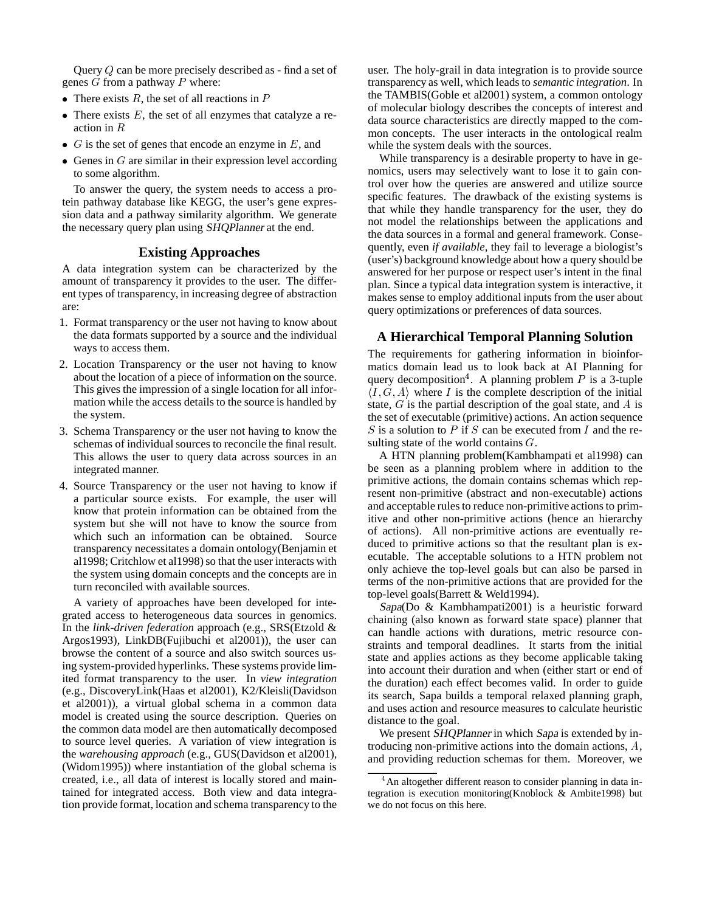Query $Q$ can be more precisely described as - find a set of genes $G$ from a pathway $P$ where:

- There exists $R$, the set of all reactions in $P$
- There exists $E$, the set of all enzymes that catalyze a reaction in $R$
- $G$ is the set of genes that encode an enzyme in $E$, and
- Genes in $G$ are similar in their expression level according to some algorithm.

To answer the query, the system needs to access a protein pathway database like KEGG, the user's gene expression data and a pathway similarity algorithm. We generate the necessary query plan using *SHQPlanner* at the end.

## Existing Approaches

A data integration system can be characterized by the amount of transparency it provides to the user. The different types of transparency, in increasing degree of abstraction are:

1. Format transparency or the user not having to know about the data formats supported by a source and the individual ways to access them.
2. Location Transparency or the user not having to know about the location of a piece of information on the source. This gives the impression of a single location for all information while the access details to the source is handled by the system.
3. Schema Transparency or the user not having to know the schemas of individual sources to reconcile the final result. This allows the user to query data across sources in an integrated manner.
4. Source Transparency or the user not having to know if a particular source exists. For example, the user will know that protein information can be obtained from the system but she will not have to know the source from which such an information can be obtained. Source transparency necessitates a domain ontology(Benjamin et al1998; Critchlow et al1998) so that the user interacts with the system using domain concepts and the concepts are in turn reconciled with available sources.

A variety of approaches have been developed for integrated access to heterogeneous data sources in genomics. In the *link-driven federation* approach (e.g., SRS(Etzold & Argos1993), LinkDB(Fujibuchi et al2001)), the user can browse the content of a source and also switch sources using system-provided hyperlinks. These systems provide limited format transparency to the user. In *view integration* (e.g., DiscoveryLink(Haas et al2001), K2/Kleisli(Davidson et al2001)), a virtual global schema in a common data model is created using the source description. Queries on the common data model are then automatically decomposed to source level queries. A variation of view integration is the *warehousing approach* (e.g., GUS(Davidson et al2001), (Widom1995)) where instantiation of the global schema is created, i.e., all data of interest is locally stored and maintained for integrated access. Both view and data integration provide format, location and schema transparency to the user. The holy-grail in data integration is to provide source transparency as well, which leads to *semantic integration*. In the TAMBIS(Goble et al2001) system, a common ontology of molecular biology describes the concepts of interest and data source characteristics are directly mapped to the common concepts. The user interacts in the ontological realm while the system deals with the sources.

While transparency is a desirable property to have in genomics, users may selectively want to lose it to gain control over how the queries are answered and utilize source specific features. The drawback of the existing systems is that while they handle transparency for the user, they do not model the relationships between the applications and the data sources in a formal and general framework. Consequently, even *if available*, they fail to leverage a biologist's (user's) background knowledge about how a query should be answered for her purpose or respect user's intent in the final plan. Since a typical data integration system is interactive, it makes sense to employ additional inputs from the user about query optimizations or preferences of data sources.

## A Hierarchical Temporal Planning Solution

The requirements for gathering information in bioinformatics domain lead us to look back at AI Planning for query decomposition[4]. A planning problem $P$ is a 3-tuple $\langle I, G, A \rangle$ where $I$ is the complete description of the initial state, $G$ is the partial description of the goal state, and $A$ is the set of executable (primitive) actions. An action sequence $S$ is a solution to $P$ if $S$ can be executed from $I$ and the resulting state of the world contains $G$.

A HTN planning problem(Kambhampati et al1998) can be seen as a planning problem where in addition to the primitive actions, the domain contains schemas which represent non-primitive (abstract and non-executable) actions and acceptable rules to reduce non-primitive actions to primitive and other non-primitive actions (hence an hierarchy of actions). All non-primitive actions are eventually reduced to primitive actions so that the resultant plan is executable. The acceptable solutions to a HTN problem not only achieve the top-level goals but can also be parsed in terms of the non-primitive actions that are provided for the top-level goals(Barrett & Weld1994).

*Sapa*(Do & Kambhampati2001) is a heuristic forward chaining (also known as forward state space) planner that can handle actions with durations, metric resource constraints and temporal deadlines. It starts from the initial state and applies actions as they become applicable taking into account their duration and when (either start or end of the duration) each effect becomes valid. In order to guide its search, Sapa builds a temporal relaxed planning graph, and uses action and resource measures to calculate heuristic distance to the goal.

We present *SHQPlanner* in which *Sapa* is extended by introducing non-primitive actions into the domain actions, $A$, and providing reduction schemas for them. Moreover, we

[4] An altogether different reason to consider planning in data integration is execution monitoring(Knoblock & Ambite1998) but we do not focus on this here.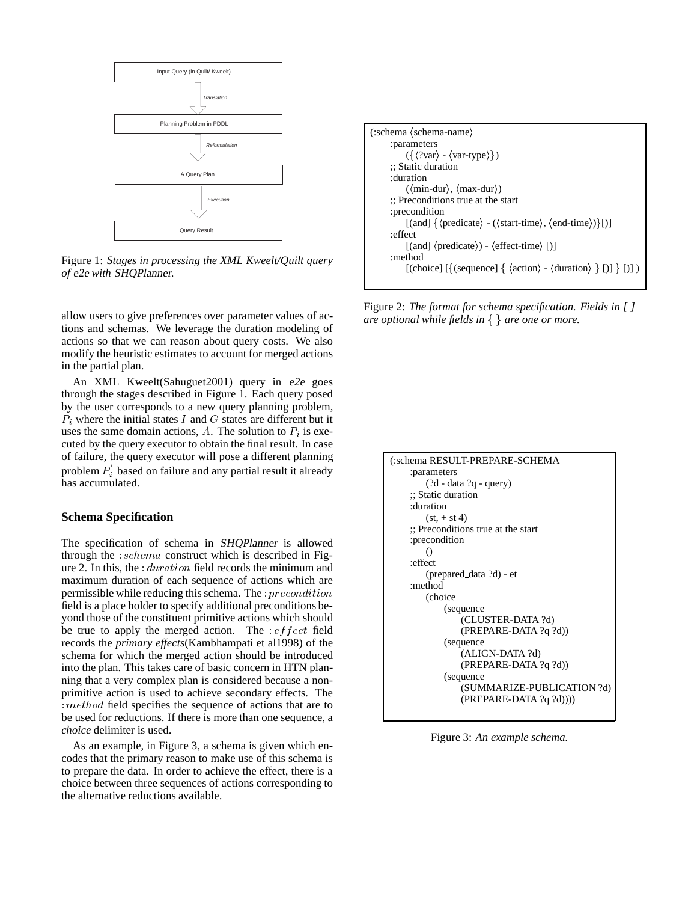Input Query (in Quilt/ Kweelt)

*Translation*

Planning Problem in PDDL

*Reformulation*

A Query Plan

*Execution*

Query Result

Figure 1: *Stages in processing the XML Kweelt/Quilt query of e2e with SHQPlanner.*

allow users to give preferences over parameter values of actions and schemas. We leverage the duration modeling of actions so that we can reason about query costs. We also modify the heuristic estimates to account for merged actions in the partial plan.

An XML Kweelt(Sahuguet2001) query in *e2e* goes through the stages described in Figure 1. Each query posed by the user corresponds to a new query planning problem, $P_i$ where the initial states $I$ and $G$ states are different but it uses the same domain actions, $A$. The solution to $P_i$ is executed by the query executor to obtain the final result. In case of failure, the query executor will pose a different planning problem $P_i^{'}$ based on failure and any partial result it already has accumulated.

## Schema Specification

The specification of schema in *SHQPlanner* is allowed through the $:schema$ construct which is described in Figure 2. In this, the $:duration$ field records the minimum and maximum duration of each sequence of actions which are permissible while reducing this schema. The $:precondition$ field is a place holder to specify additional preconditions beyond those of the constituent primitive actions which should be true to apply the merged action. The $:effect$ field records the *primary effects*(Kambhampati et al1998) of the schema for which the merged action should be introduced into the plan. This takes care of basic concern in HTN planning that a very complex plan is considered because a non-primitive action is used to achieve secondary effects. The $:method$ field specifies the sequence of actions that are to be used for reductions. If there is more than one sequence, a *choice* delimiter is used.

As an example, in Figure 3, a schema is given which encodes that the primary reason to make use of this schema is to prepare the data. In order to achieve the effect, there is a choice between three sequences of actions corresponding to the alternative reductions available.

```
(:schema ⟨schema-name⟩
    :parameters
        ({⟨?var⟩ - ⟨var-type⟩})
    ;; Static duration
    :duration
        (⟨min-dur⟩, ⟨max-dur⟩)
    ;; Preconditions true at the start
    :precondition
        [(and] {⟨predicate⟩ - (⟨start-time⟩, ⟨end-time⟩)}[)]
    :effect
        [(and] ⟨predicate⟩) - ⟨effect-time⟩ [)]
    :method
        [(choice] [{(sequence] { ⟨action⟩ - ⟨duration⟩ } [)] } [)] )
```

Figure 2: *The format for schema specification. Fields in [ ] are optional while fields in { } are one or more.*

```
(:schema RESULT-PREPARE-SCHEMA
    :parameters
        (?d - data ?q - query)
    ;; Static duration
    :duration
        (st, + st 4)
    ;; Preconditions true at the start
    :precondition
        ()
    :effect
        (prepared_data ?d) - et
    :method
        (choice
            (sequence
                (CLUSTER-DATA ?d)
                (PREPARE-DATA ?q ?d))
            (sequence
                (ALIGN-DATA ?d)
                (PREPARE-DATA ?q ?d))
            (sequence
                (SUMMARIZE-PUBLICATION ?d)
                (PREPARE-DATA ?q ?d))))
```

Figure 3: *An example schema.*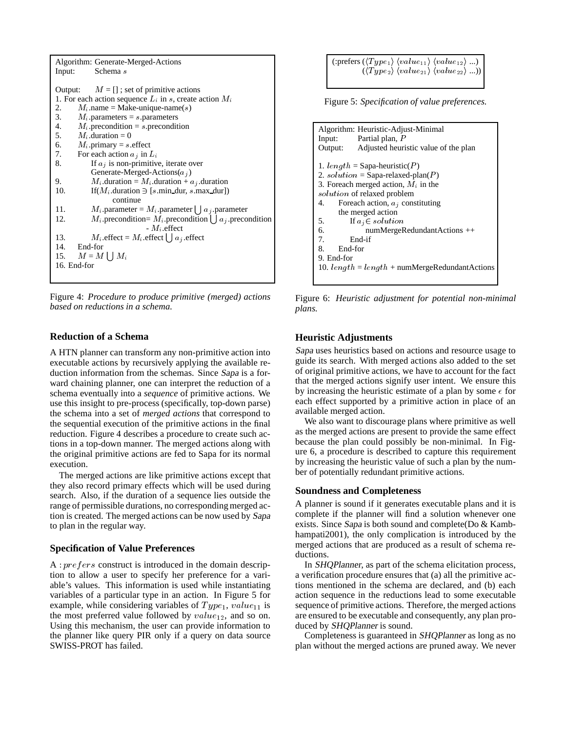```
Algorithm: Generate-Merged-Actions
Input:     Schema s

Output:    M = [] ; set of primitive actions
1. For each action sequence L_i in s, create action M_i
2.     M_i.name = Make-unique-name(s)
3.     M_i.parameters = s.parameters
4.     M_i.precondition = s.precondition
5.     M_i.duration = 0
6.     M_i.primary = s.effect
7.     For each action a_j in L_i
8.         If a_j is non-primitive, iterate over
           Generate-Merged-Actions(a_j)
9.         M_i.duration = M_i.duration + a_j.duration
10.        If(M_i.duration ∋ [s.min_dur, s.max_dur])
               continue
11.        M_i.parameter = M_i.parameter ⋃ a_j.parameter
12.        M_i.precondition= M_i.precondition ⋃ a_j.precondition
                                - M_i.effect
13.        M_i.effect = M_i.effect ⋃ a_j.effect
14.    End-for
15.    M = M ⋃ M_i
16. End-for
```

Figure 4: *Procedure to produce primitive (merged) actions based on reductions in a schema.*

## Reduction of a Schema

A HTN planner can transform any non-primitive action into executable actions by recursively applying the available reduction information from the schemas. Since *Sapa* is a forward chaining planner, one can interpret the reduction of a schema eventually into a *sequence* of primitive actions. We use this insight to pre-process (specifically, top-down parse) the schema into a set of *merged actions* that correspond to the sequential execution of the primitive actions in the final reduction. Figure 4 describes a procedure to create such actions in a top-down manner. The merged actions along with the original primitive actions are fed to Sapa for its normal execution.

The merged actions are like primitive actions except that they also record primary effects which will be used during search. Also, if the duration of a sequence lies outside the range of permissible durations, no corresponding merged action is created. The merged actions can be now used by *Sapa* to plan in the regular way.

## Specification of Value Preferences

A $:prefers$ construct is introduced in the domain description to allow a user to specify her preference for a variable's values. This information is used while instantiating variables of a particular type in an action. In Figure 5 for example, while considering variables of $Type_1$, $value_{11}$ is the most preferred value followed by $value_{12}$, and so on. Using this mechanism, the user can provide information to the planner like query PIR only if a query on data source SWISS-PROT has failed.

```
(:prefers (⟨Type_1⟩ ⟨value_11⟩ ⟨value_12⟩ ...)
          (⟨Type_2⟩ ⟨value_21⟩ ⟨value_22⟩ ...))
```

Figure 5: *Specification of value preferences.*

```
Algorithm: Heuristic-Adjust-Minimal
Input:     Partial plan, P
Output:    Adjusted heuristic value of the plan

1. length = Sapa-heuristic(P)
2. solution = Sapa-relaxed-plan(P)
3. Foreach merged action, M_i in the
   solution of relaxed problem
4.     Foreach action, a_j constituting
       the merged action
5.         If a_j ∈ solution
6.             numMergeRedundantActions ++
7.         End-if
8.     End-for
9. End-for
10. length = length + numMergeRedundantActions
```

Figure 6: *Heuristic adjustment for potential non-minimal plans.*

## Heuristic Adjustments

*Sapa* uses heuristics based on actions and resource usage to guide its search. With merged actions also added to the set of original primitive actions, we have to account for the fact that the merged actions signify user intent. We ensure this by increasing the heuristic estimate of a plan by some $\epsilon$ for each effect supported by a primitive action in place of an available merged action.

We also want to discourage plans where primitive as well as the merged actions are present to provide the same effect because the plan could possibly be non-minimal. In Figure 6, a procedure is described to capture this requirement by increasing the heuristic value of such a plan by the number of potentially redundant primitive actions.

## Soundness and Completeness

A planner is sound if it generates executable plans and it is complete if the planner will find a solution whenever one exists. Since *Sapa* is both sound and complete(Do & Kambhampati2001), the only complication is introduced by the merged actions that are produced as a result of schema reductions.

In *SHQPlanner*, as part of the schema elicitation process, a verification procedure ensures that (a) all the primitive actions mentioned in the schema are declared, and (b) each action sequence in the reductions lead to some executable sequence of primitive actions. Therefore, the merged actions are ensured to be executable and consequently, any plan produced by *SHQPlanner* is sound.

Completeness is guaranteed in *SHQPlanner* as long as no plan without the merged actions are pruned away. We never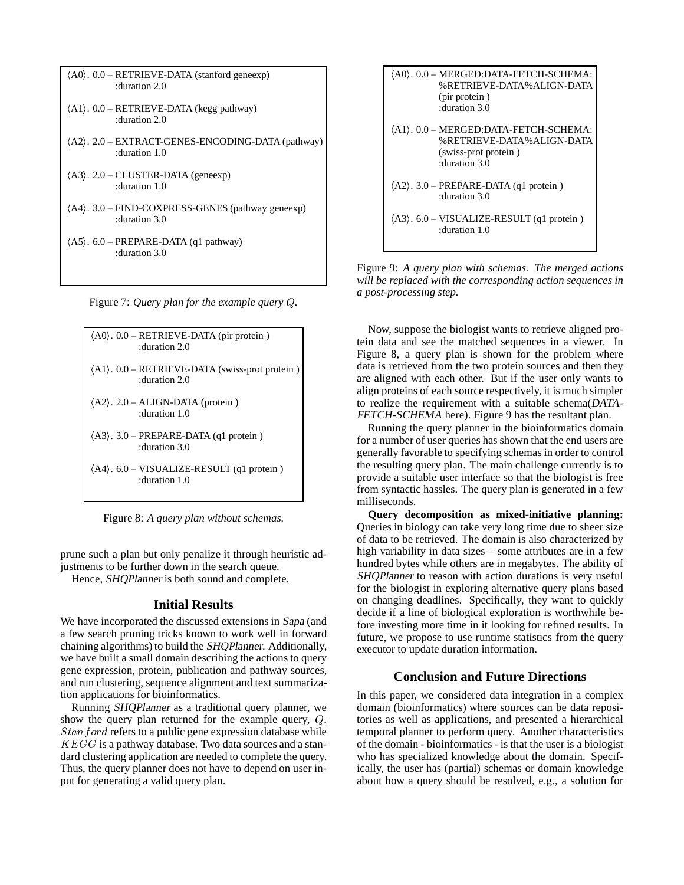```
⟨A0⟩. 0.0 – RETRIEVE-DATA (stanford geneexp)
          :duration 2.0

⟨A1⟩. 0.0 – RETRIEVE-DATA (kegg pathway)
          :duration 2.0

⟨A2⟩. 2.0 – EXTRACT-GENES-ENCODING-DATA (pathway)
          :duration 1.0

⟨A3⟩. 2.0 – CLUSTER-DATA (geneexp)
          :duration 1.0

⟨A4⟩. 3.0 – FIND-COXPRESS-GENES (pathway geneexp)
          :duration 3.0

⟨A5⟩. 6.0 – PREPARE-DATA (q1 pathway)
          :duration 3.0
```

Figure 7: *Query plan for the example query $Q$.*

```
⟨A0⟩. 0.0 – RETRIEVE-DATA (pir protein )
          :duration 2.0

⟨A1⟩. 0.0 – RETRIEVE-DATA (swiss-prot protein )
          :duration 2.0

⟨A2⟩. 2.0 – ALIGN-DATA (protein )
          :duration 1.0

⟨A3⟩. 3.0 – PREPARE-DATA (q1 protein )
          :duration 3.0

⟨A4⟩. 6.0 – VISUALIZE-RESULT (q1 protein )
          :duration 1.0
```

Figure 8: *A query plan without schemas.*

prune such a plan but only penalize it through heuristic adjustments to be further down in the search queue.

Hence, *SHQPlanner* is both sound and complete.

## Initial Results

We have incorporated the discussed extensions in *Sapa* (and a few search pruning tricks known to work well in forward chaining algorithms) to build the *SHQPlanner*. Additionally, we have built a small domain describing the actions to query gene expression, protein, publication and pathway sources, and run clustering, sequence alignment and text summarization applications for bioinformatics.

Running *SHQPlanner* as a traditional query planner, we show the query plan returned for the example query, $Q$. $Stanford$ refers to a public gene expression database while $KEGG$ is a pathway database. Two data sources and a standard clustering application are needed to complete the query. Thus, the query planner does not have to depend on user input for generating a valid query plan.

```
⟨A0⟩. 0.0 – MERGED:DATA-FETCH-SCHEMA:
          %RETRIEVE-DATA%ALIGN-DATA
          (pir protein )
          :duration 3.0

⟨A1⟩. 0.0 – MERGED:DATA-FETCH-SCHEMA:
          %RETRIEVE-DATA%ALIGN-DATA
          (swiss-prot protein )
          :duration 3.0

⟨A2⟩. 3.0 – PREPARE-DATA (q1 protein )
          :duration 3.0

⟨A3⟩. 6.0 – VISUALIZE-RESULT (q1 protein )
          :duration 1.0
```

Figure 9: *A query plan with schemas. The merged actions will be replaced with the corresponding action sequences in a post-processing step.*

Now, suppose the biologist wants to retrieve aligned protein data and see the matched sequences in a viewer. In Figure 8, a query plan is shown for the problem where data is retrieved from the two protein sources and then they are aligned with each other. But if the user only wants to align proteins of each source respectively, it is much simpler to realize the requirement with a suitable schema(*DATA-FETCH-SCHEMA* here). Figure 9 has the resultant plan.

Running the query planner in the bioinformatics domain for a number of user queries has shown that the end users are generally favorable to specifying schemas in order to control the resulting query plan. The main challenge currently is to provide a suitable user interface so that the biologist is free from syntactic hassles. The query plan is generated in a few milliseconds.

**Query decomposition as mixed-initiative planning:** Queries in biology can take very long time due to sheer size of data to be retrieved. The domain is also characterized by high variability in data sizes – some attributes are in a few hundred bytes while others are in megabytes. The ability of *SHQPlanner* to reason with action durations is very useful for the biologist in exploring alternative query plans based on changing deadlines. Specifically, they want to quickly decide if a line of biological exploration is worthwhile before investing more time in it looking for refined results. In future, we propose to use runtime statistics from the query executor to update duration information.

## Conclusion and Future Directions

In this paper, we considered data integration in a complex domain (bioinformatics) where sources can be data repositories as well as applications, and presented a hierarchical temporal planner to perform query. Another characteristics of the domain - bioinformatics - is that the user is a biologist who has specialized knowledge about the domain. Specifically, the user has (partial) schemas or domain knowledge about how a query should be resolved, e.g., a solution for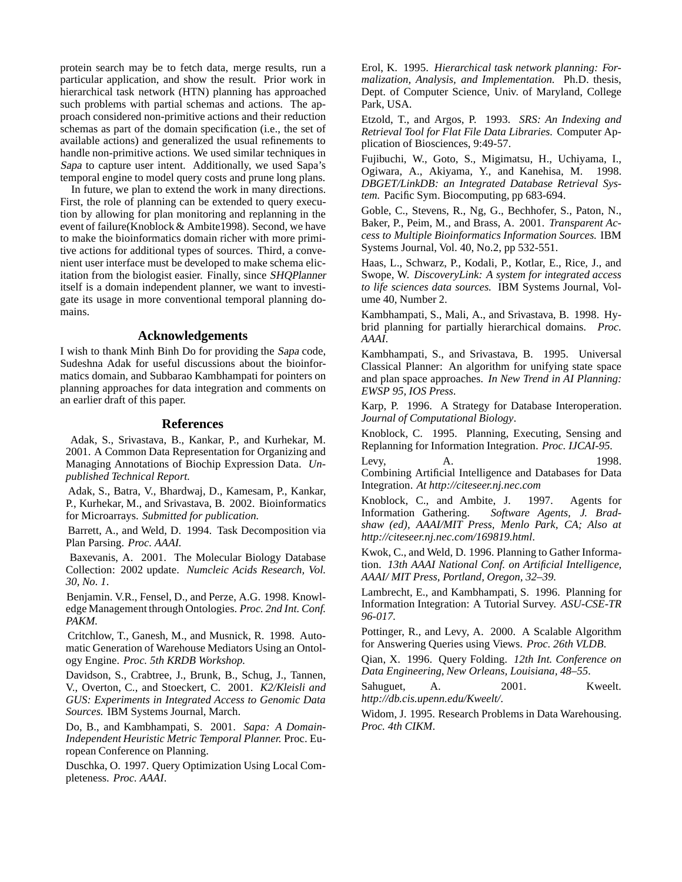protein search may be to fetch data, merge results, run a particular application, and show the result. Prior work in hierarchical task network (HTN) planning has approached such problems with partial schemas and actions. The approach considered non-primitive actions and their reduction schemas as part of the domain specification (i.e., the set of available actions) and generalized the usual refinements to handle non-primitive actions. We used similar techniques in *Sapa* to capture user intent. Additionally, we used Sapa's temporal engine to model query costs and prune long plans.

In future, we plan to extend the work in many directions. First, the role of planning can be extended to query execution by allowing for plan monitoring and replanning in the event of failure(Knoblock & Ambite1998). Second, we have to make the bioinformatics domain richer with more primitive actions for additional types of sources. Third, a convenient user interface must be developed to make schema elicitation from the biologist easier. Finally, since *SHQPlanner* itself is a domain independent planner, we want to investigate its usage in more conventional temporal planning domains.

## Acknowledgements

I wish to thank Minh Binh Do for providing the *Sapa* code, Sudeshna Adak for useful discussions about the bioinformatics domain, and Subbarao Kambhampati for pointers on planning approaches for data integration and comments on an earlier draft of this paper.

## References

Adak, S., Srivastava, B., Kankar, P., and Kurhekar, M. 2001. A Common Data Representation for Organizing and Managing Annotations of Biochip Expression Data. *Unpublished Technical Report.*

Adak, S., Batra, V., Bhardwaj, D., Kamesam, P., Kankar, P., Kurhekar, M., and Srivastava, B. 2002. Bioinformatics for Microarrays. *Submitted for publication.*

Barrett, A., and Weld, D. 1994. Task Decomposition via Plan Parsing. *Proc. AAAI.*

Baxevanis, A. 2001. The Molecular Biology Database Collection: 2002 update. *Numcleic Acids Research, Vol. 30, No. 1*.

Benjamin. V.R., Fensel, D., and Perze, A.G. 1998. Knowledge Management through Ontologies. *Proc. 2nd Int. Conf. PAKM.*

Critchlow, T., Ganesh, M., and Musnick, R. 1998. Automatic Generation of Warehouse Mediators Using an Ontology Engine. *Proc. 5th KRDB Workshop.*

Davidson, S., Crabtree, J., Brunk, B., Schug, J., Tannen, V., Overton, C., and Stoeckert, C. 2001. *K2/Kleisli and GUS: Experiments in Integrated Access to Genomic Data Sources.* IBM Systems Journal, March.

Do, B., and Kambhampati, S. 2001. *Sapa: A Domain-Independent Heuristic Metric Temporal Planner.* Proc. European Conference on Planning.

Duschka, O. 1997. Query Optimization Using Local Completeness. *Proc. AAAI*.

Erol, K. 1995. *Hierarchical task network planning: Formalization, Analysis, and Implementation.* Ph.D. thesis, Dept. of Computer Science, Univ. of Maryland, College Park, USA.

Etzold, T., and Argos, P. 1993. *SRS: An Indexing and Retrieval Tool for Flat File Data Libraries.* Computer Application of Biosciences, 9:49-57.

Fujibuchi, W., Goto, S., Migimatsu, H., Uchiyama, I., Ogiwara, A., Akiyama, Y., and Kanehisa, M. 1998. *DBGET/LinkDB: an Integrated Database Retrieval System.* Pacific Sym. Biocomputing, pp 683-694.

Goble, C., Stevens, R., Ng, G., Bechhofer, S., Paton, N., Baker, P., Peim, M., and Brass, A. 2001. *Transparent Access to Multiple Bioinformatics Information Sources.* IBM Systems Journal, Vol. 40, No.2, pp 532-551.

Haas, L., Schwarz, P., Kodali, P., Kotlar, E., Rice, J., and Swope, W. *DiscoveryLink: A system for integrated access to life sciences data sources.* IBM Systems Journal, Volume 40, Number 2.

Kambhampati, S., Mali, A., and Srivastava, B. 1998. Hybrid planning for partially hierarchical domains. *Proc. AAAI*.

Kambhampati, S., and Srivastava, B. 1995. Universal Classical Planner: An algorithm for unifying state space and plan space approaches. *In New Trend in AI Planning: EWSP 95, IOS Press*.

Karp, P. 1996. A Strategy for Database Interoperation. *Journal of Computational Biology*.

Knoblock, C. 1995. Planning, Executing, Sensing and Replanning for Information Integration. *Proc. IJCAI-95.*

Levy, A. 1998. Combining Artificial Intelligence and Databases for Data Integration. *At http://citeseer.nj.nec.com*

Knoblock, C., and Ambite, J. 1997. Agents for Information Gathering. *Software Agents, J. Bradshaw (ed), AAAI/MIT Press, Menlo Park, CA; Also at http://citeseer.nj.nec.com/169819.html*.

Kwok, C., and Weld, D. 1996. Planning to Gather Information. *13th AAAI National Conf. on Artificial Intelligence, AAAI/ MIT Press, Portland, Oregon, 32–39.*

Lambrecht, E., and Kambhampati, S. 1996. Planning for Information Integration: A Tutorial Survey. *ASU-CSE-TR 96-017*.

Pottinger, R., and Levy, A. 2000. A Scalable Algorithm for Answering Queries using Views. *Proc. 26th VLDB.*

Qian, X. 1996. Query Folding. *12th Int. Conference on Data Engineering, New Orleans, Louisiana, 48–55.*

Sahuguet, A. 2001. Kweelt. *http://db.cis.upenn.edu/Kweelt/*.

Widom, J. 1995. Research Problems in Data Warehousing. *Proc. 4th CIKM*.